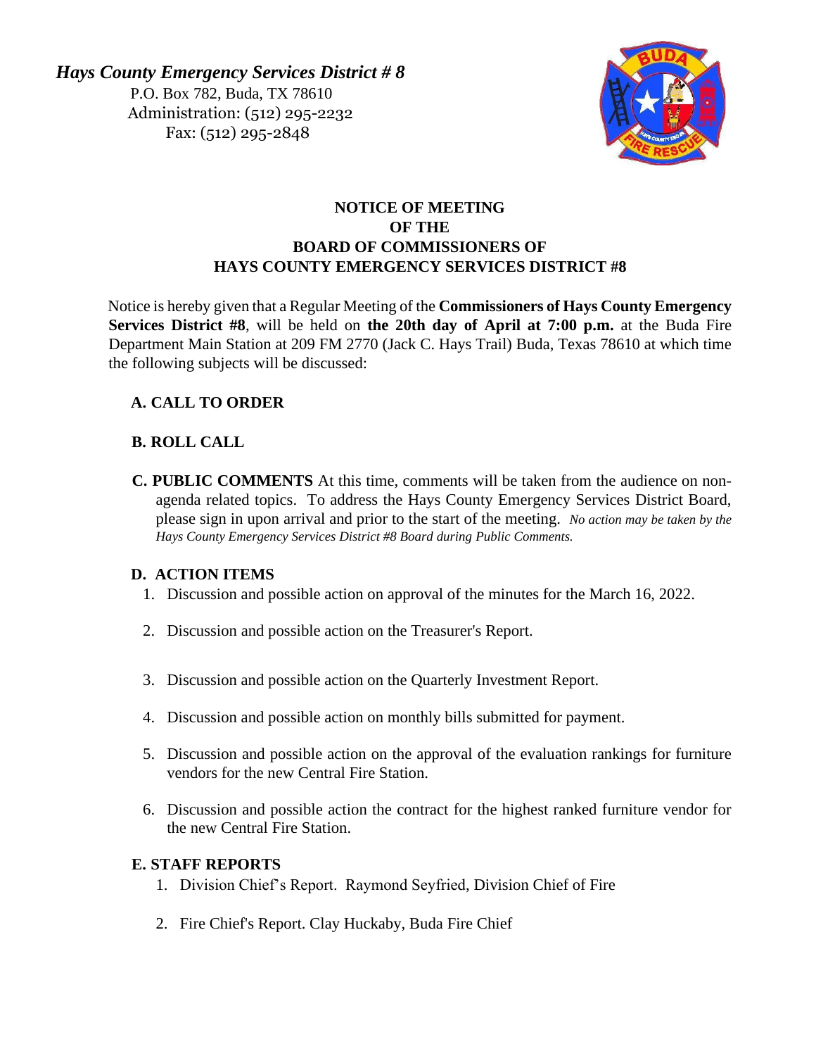*Hays County Emergency Services District # 8*

P.O. Box 782, Buda, TX 78610

Administration: (512) 295-2232

Fax: (512) 295-2848

**NOTICE OF MEETING**
**OF THE**
**BOARD OF COMMISSIONERS OF**
**HAYS COUNTY EMERGENCY SERVICES DISTRICT #8**

Notice is hereby given that a Regular Meeting of the **Commissioners of Hays County Emergency Services District #8**, will be held on **the 20th day of April at 7:00 p.m.** at the Buda Fire Department Main Station at 209 FM 2770 (Jack C. Hays Trail) Buda, Texas 78610 at which time the following subjects will be discussed:

**A. CALL TO ORDER**

**B. ROLL CALL**

**C. PUBLIC COMMENTS** At this time, comments will be taken from the audience on non-agenda related topics. To address the Hays County Emergency Services District Board, please sign in upon arrival and prior to the start of the meeting. *No action may be taken by the Hays County Emergency Services District #8 Board during Public Comments.*

**D. ACTION ITEMS**

1. Discussion and possible action on approval of the minutes for the March 16, 2022.
2. Discussion and possible action on the Treasurer's Report.
3. Discussion and possible action on the Quarterly Investment Report.
4. Discussion and possible action on monthly bills submitted for payment.
5. Discussion and possible action on the approval of the evaluation rankings for furniture vendors for the new Central Fire Station.
6. Discussion and possible action the contract for the highest ranked furniture vendor for the new Central Fire Station.

**E. STAFF REPORTS**

1. Division Chief's Report. Raymond Seyfried, Division Chief of Fire
2. Fire Chief's Report. Clay Huckaby, Buda Fire Chief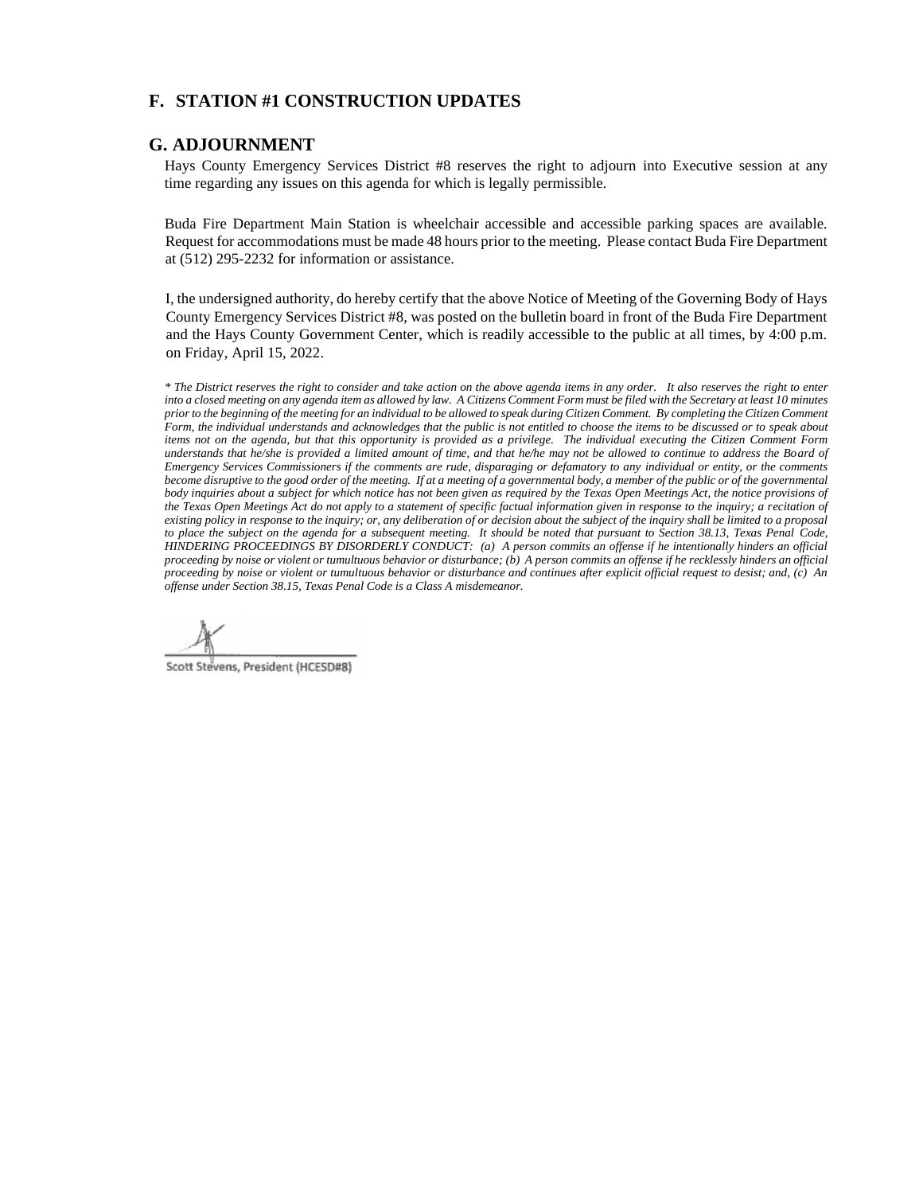## F. STATION #1 CONSTRUCTION UPDATES

## G. ADJOURNMENT

Hays County Emergency Services District #8 reserves the right to adjourn into Executive session at any time regarding any issues on this agenda for which is legally permissible.

Buda Fire Department Main Station is wheelchair accessible and accessible parking spaces are available. Request for accommodations must be made 48 hours prior to the meeting. Please contact Buda Fire Department at (512) 295-2232 for information or assistance.

I, the undersigned authority, do hereby certify that the above Notice of Meeting of the Governing Body of Hays County Emergency Services District #8, was posted on the bulletin board in front of the Buda Fire Department and the Hays County Government Center, which is readily accessible to the public at all times, by 4:00 p.m. on Friday, April 15, 2022.

*\* The District reserves the right to consider and take action on the above agenda items in any order. It also reserves the right to enter into a closed meeting on any agenda item as allowed by law. A Citizens Comment Form must be filed with the Secretary at least 10 minutes prior to the beginning of the meeting for an individual to be allowed to speak during Citizen Comment. By completing the Citizen Comment Form, the individual understands and acknowledges that the public is not entitled to choose the items to be discussed or to speak about items not on the agenda, but that this opportunity is provided as a privilege. The individual executing the Citizen Comment Form understands that he/she is provided a limited amount of time, and that he/he may not be allowed to continue to address the Board of Emergency Services Commissioners if the comments are rude, disparaging or defamatory to any individual or entity, or the comments become disruptive to the good order of the meeting. If at a meeting of a governmental body, a member of the public or of the governmental body inquiries about a subject for which notice has not been given as required by the Texas Open Meetings Act, the notice provisions of the Texas Open Meetings Act do not apply to a statement of specific factual information given in response to the inquiry; a recitation of existing policy in response to the inquiry; or, any deliberation of or decision about the subject of the inquiry shall be limited to a proposal to place the subject on the agenda for a subsequent meeting. It should be noted that pursuant to Section 38.13, Texas Penal Code, HINDERING PROCEEDINGS BY DISORDERLY CONDUCT: (a) A person commits an offense if he intentionally hinders an official proceeding by noise or violent or tumultuous behavior or disturbance; (b) A person commits an offense if he recklessly hinders an official proceeding by noise or violent or tumultuous behavior or disturbance and continues after explicit official request to desist; and, (c) An offense under Section 38.15, Texas Penal Code is a Class A misdemeanor.*

Scott Stevens, President (HCESD#8)